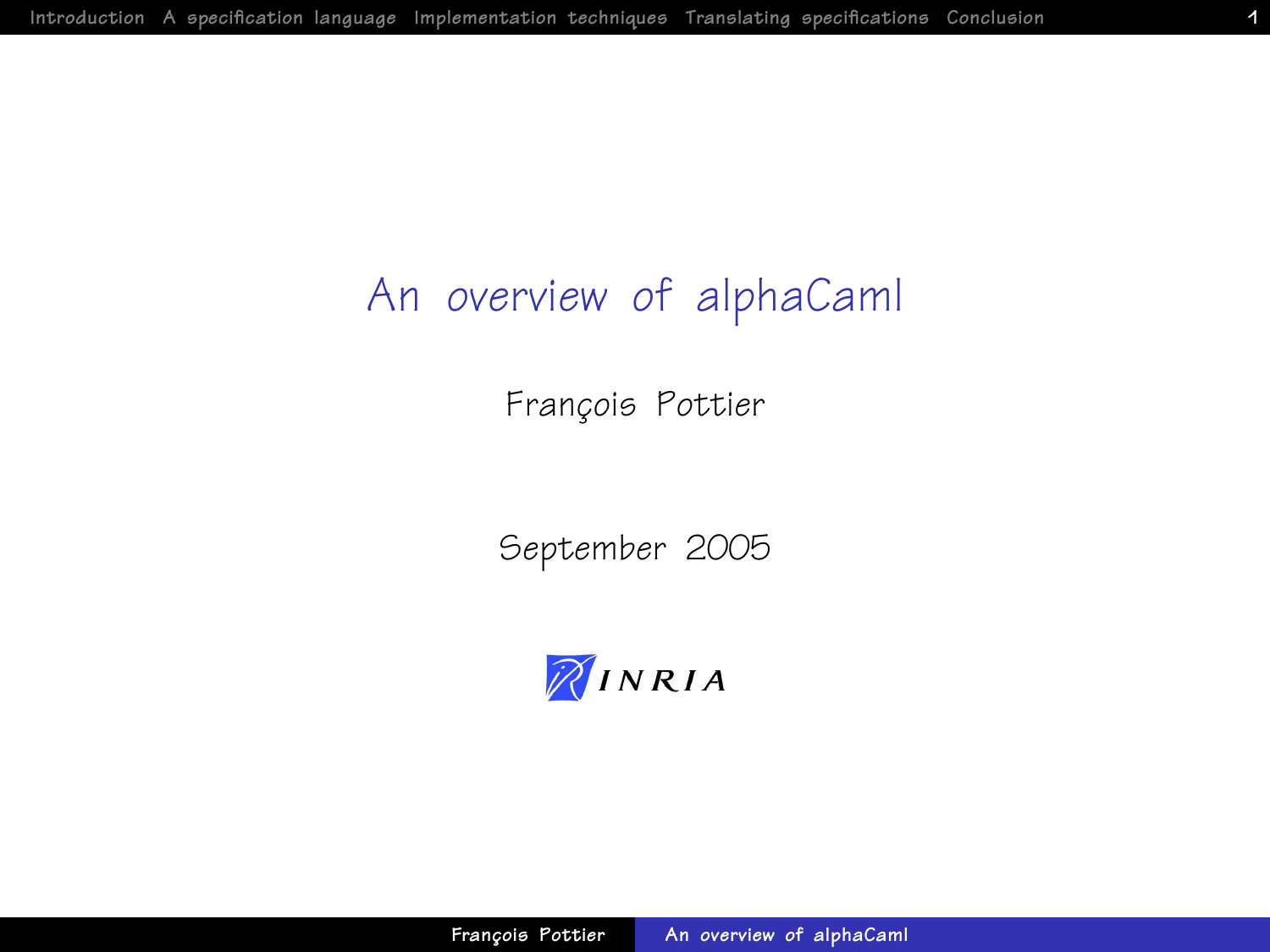# An overview of alphaCaml

François Pottier

September 2005

INRIA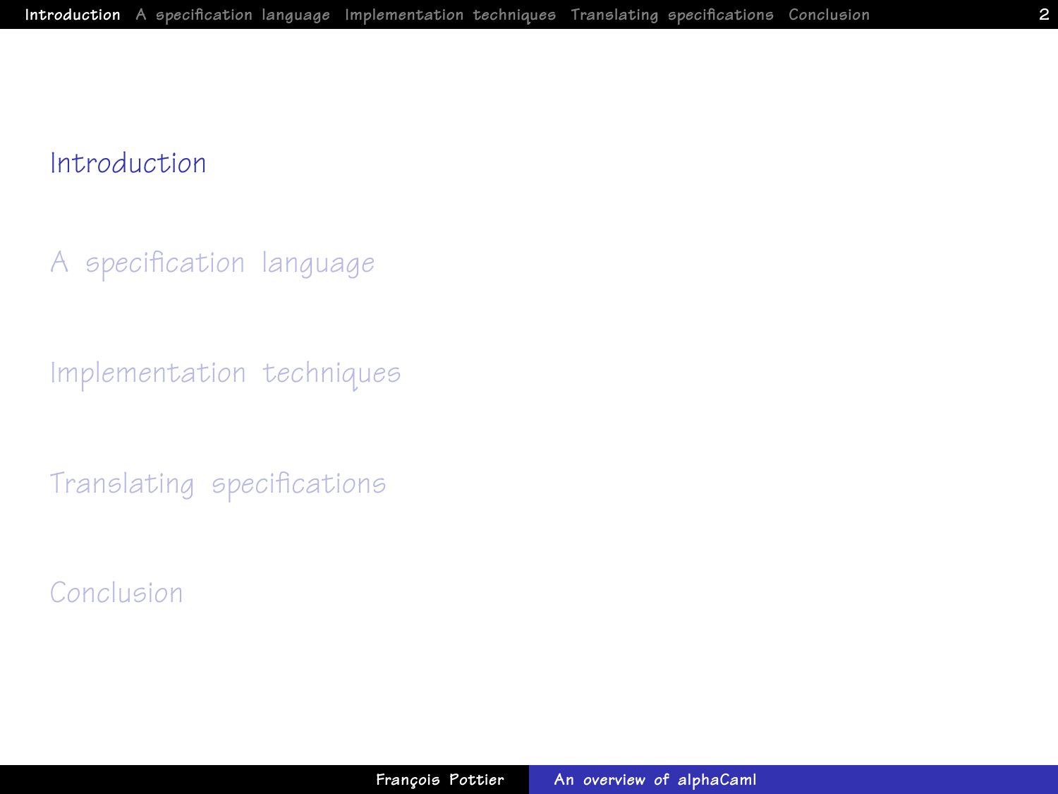Introduction

A specification language

Implementation techniques

Translating specifications

Conclusion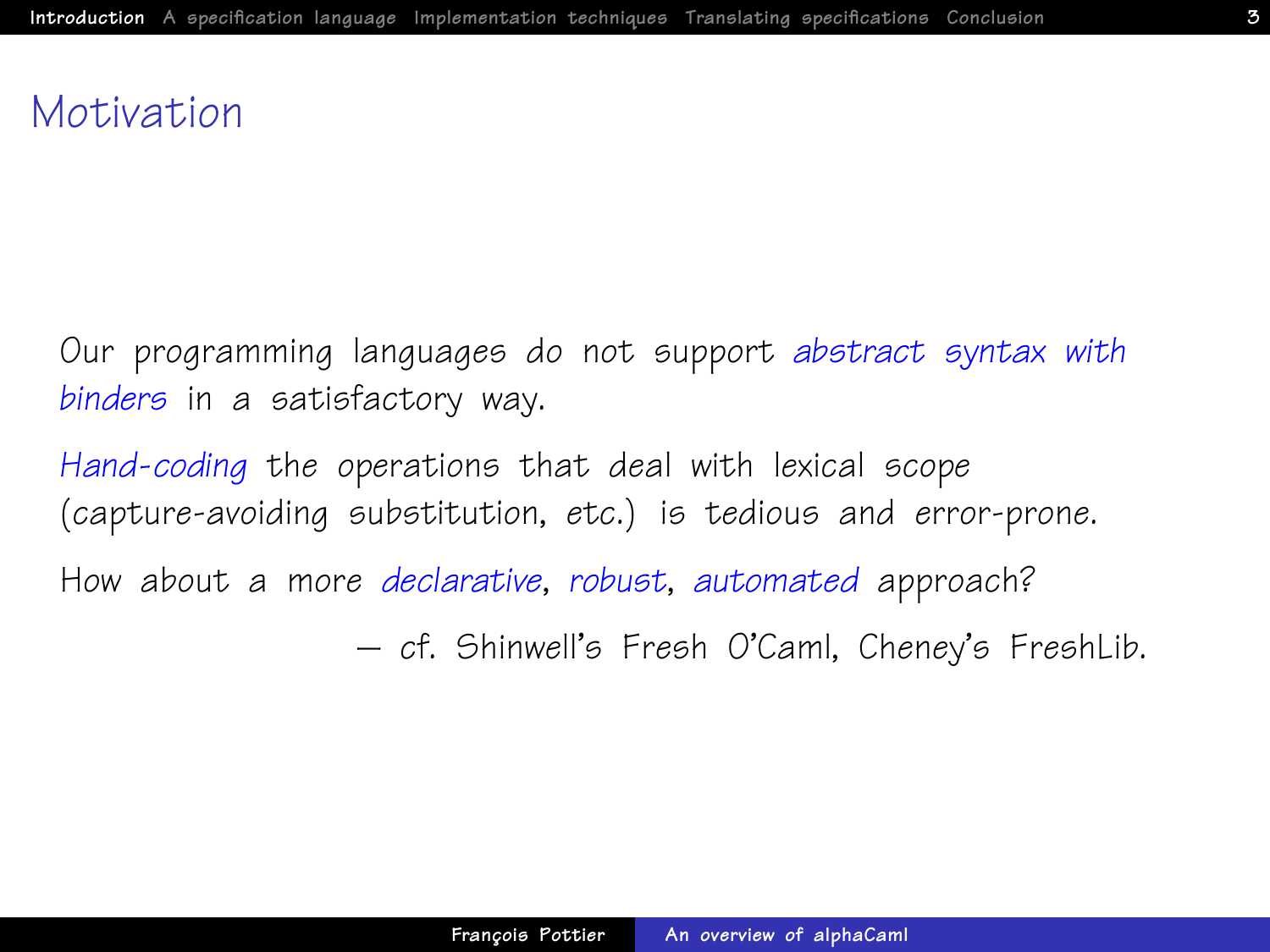# Motivation

Our programming languages do not support *abstract syntax with binders* in a satisfactory way.

*Hand-coding* the operations that deal with lexical scope (capture-avoiding substitution, etc.) is tedious and error-prone.

How about a more *declarative*, *robust*, *automated* approach?

— cf. Shinwell's Fresh O'Caml, Cheney's FreshLib.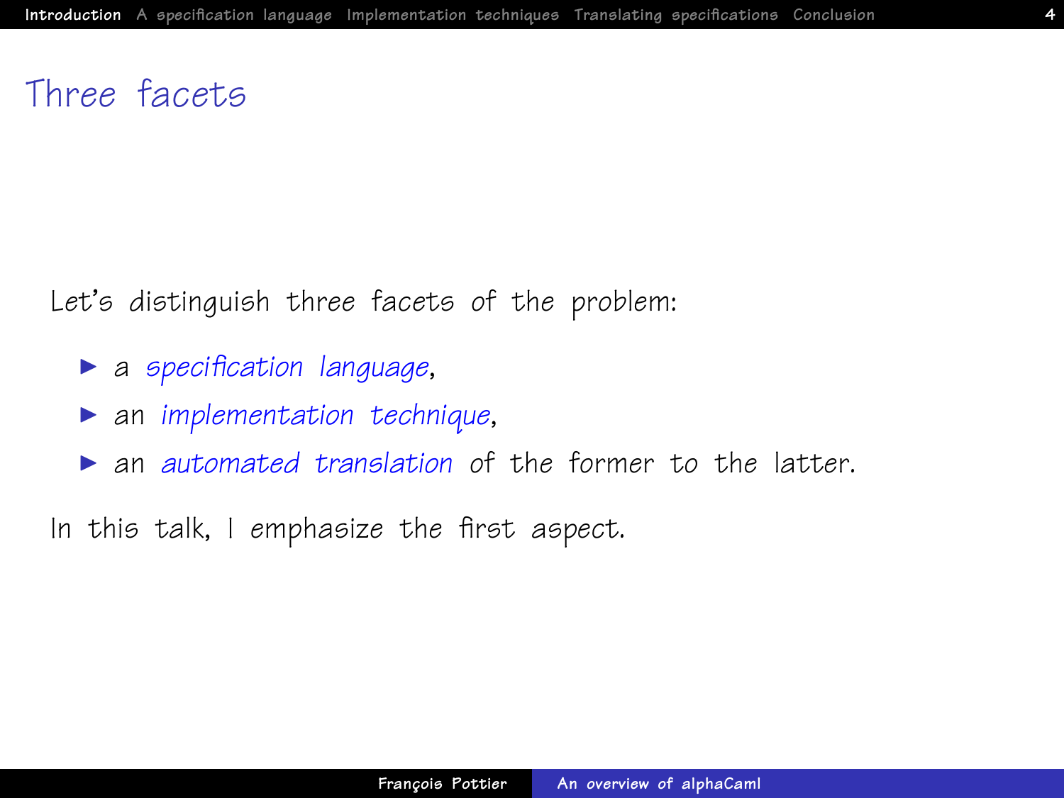# Three facets

Let's distinguish three facets of the problem:

- a *specification language*,
- an *implementation technique*,
- an *automated translation* of the former to the latter.

In this talk, I emphasize the first aspect.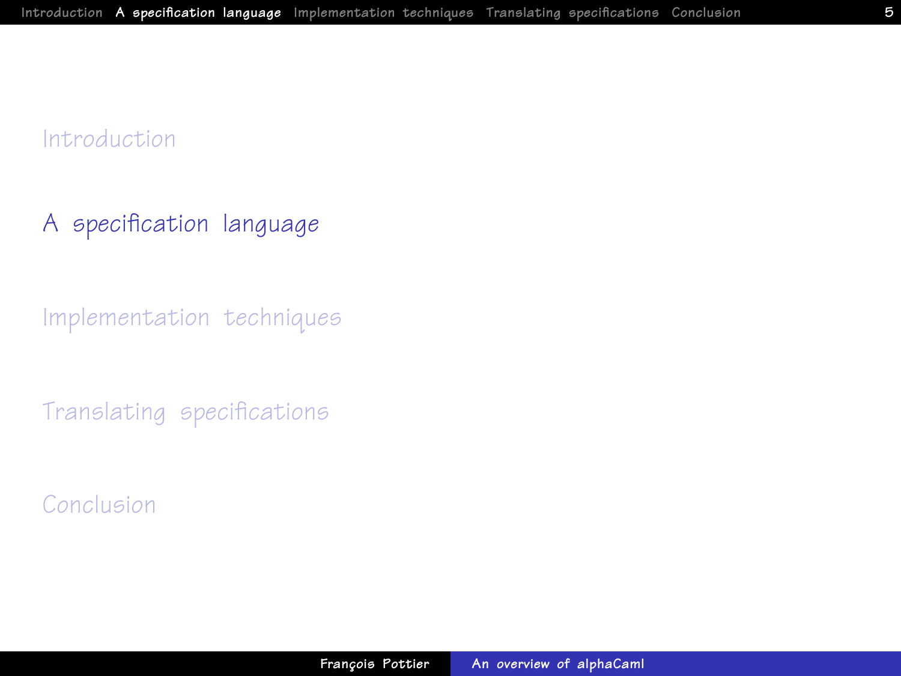Introduction

## A specification language

Implementation techniques

Translating specifications

Conclusion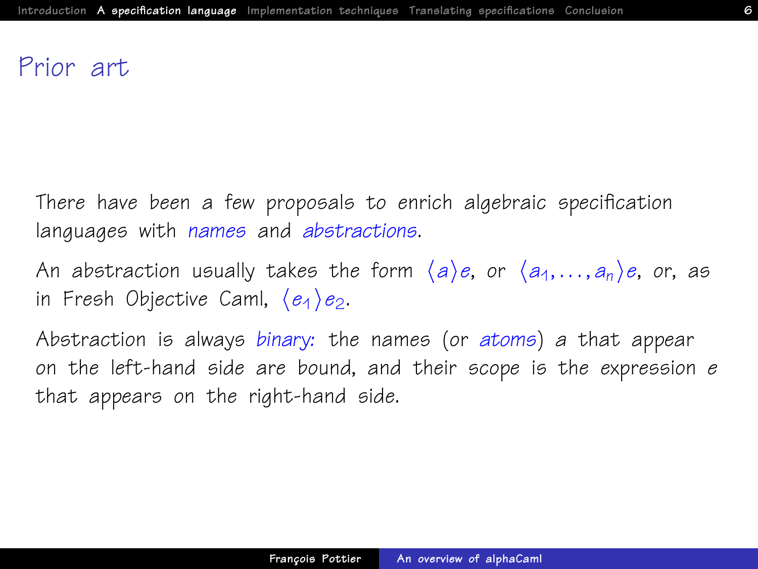# Prior art

There have been a few proposals to enrich algebraic specification languages with *names* and *abstractions*.

An abstraction usually takes the form $\langle a \rangle e$, or $\langle a_1, \ldots, a_n \rangle e$, or, as in Fresh Objective Caml, $\langle e_1 \rangle e_2$.

Abstraction is always *binary:* the names (or *atoms*) $a$ that appear on the left-hand side are bound, and their scope is the expression $e$ that appears on the right-hand side.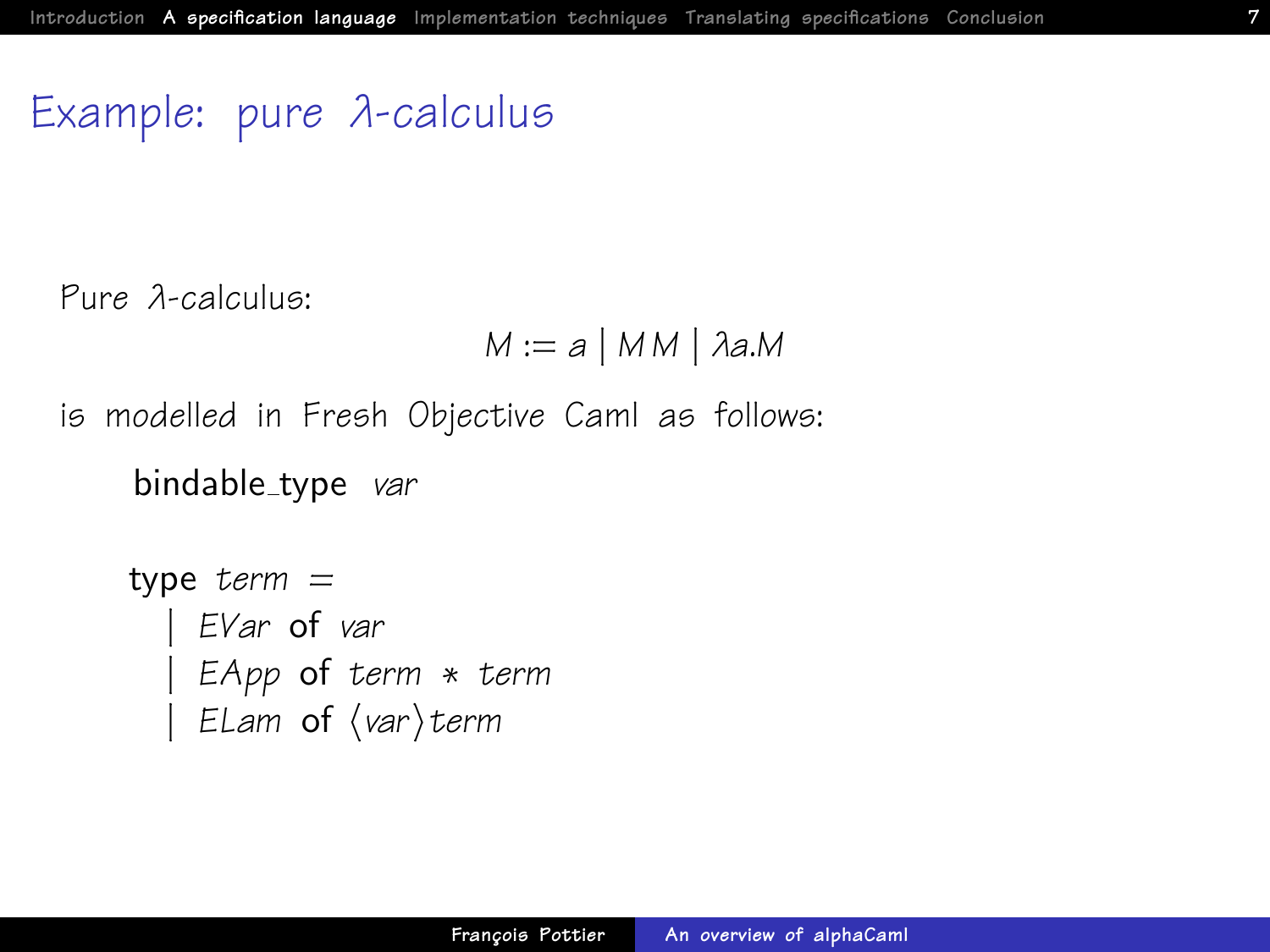# Example: pure $\lambda$-calculus

Pure $\lambda$-calculus:

$$M := a \mid M\,M \mid \lambda a.M$$

is modelled in Fresh Objective Caml as follows:

```
bindable_type var

type term =
  | EVar of var
  | EApp of term * term
  | ELam of ⟨var⟩term
```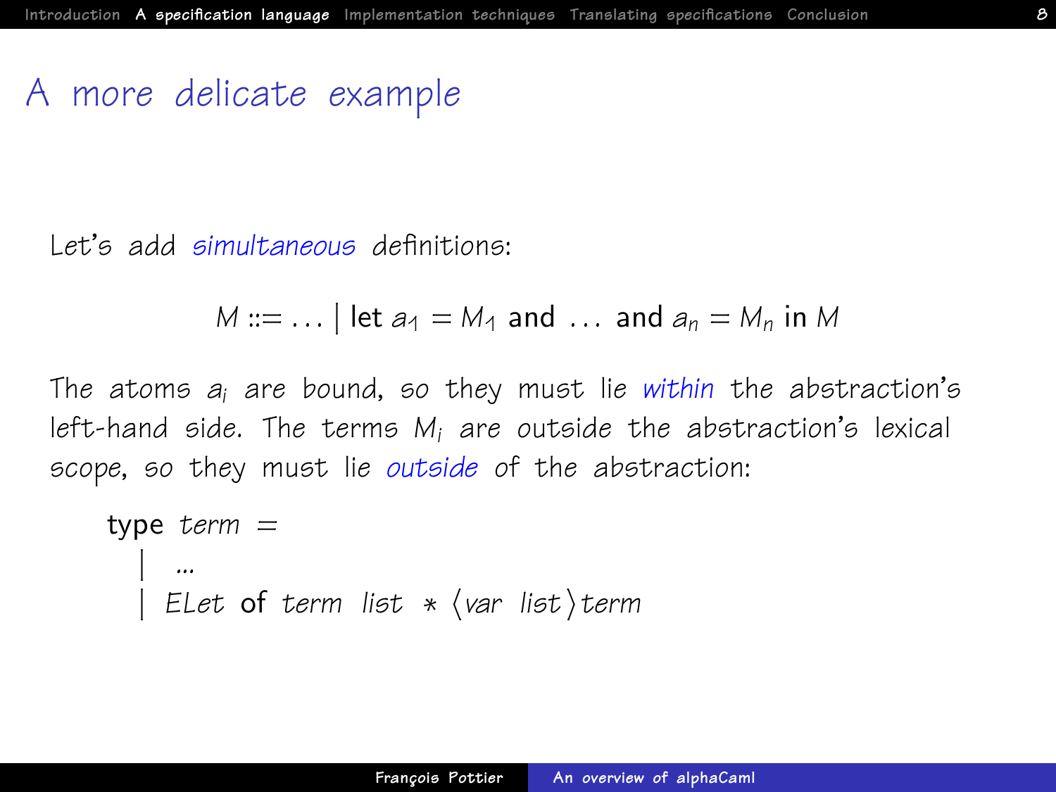# A more delicate example

Let's add *simultaneous* definitions:

$$M ::= \ldots \mid \textbf{let } a_1 = M_1 \textbf{ and } \ldots \textbf{ and } a_n = M_n \textbf{ in } M$$

The atoms $a_i$ are bound, so they must lie *within* the abstraction's left-hand side. The terms $M_i$ are outside the abstraction's lexical scope, so they must lie *outside* of the abstraction:

```
type term =
  | ...
  | ELet of term list * ⟨var list⟩term
```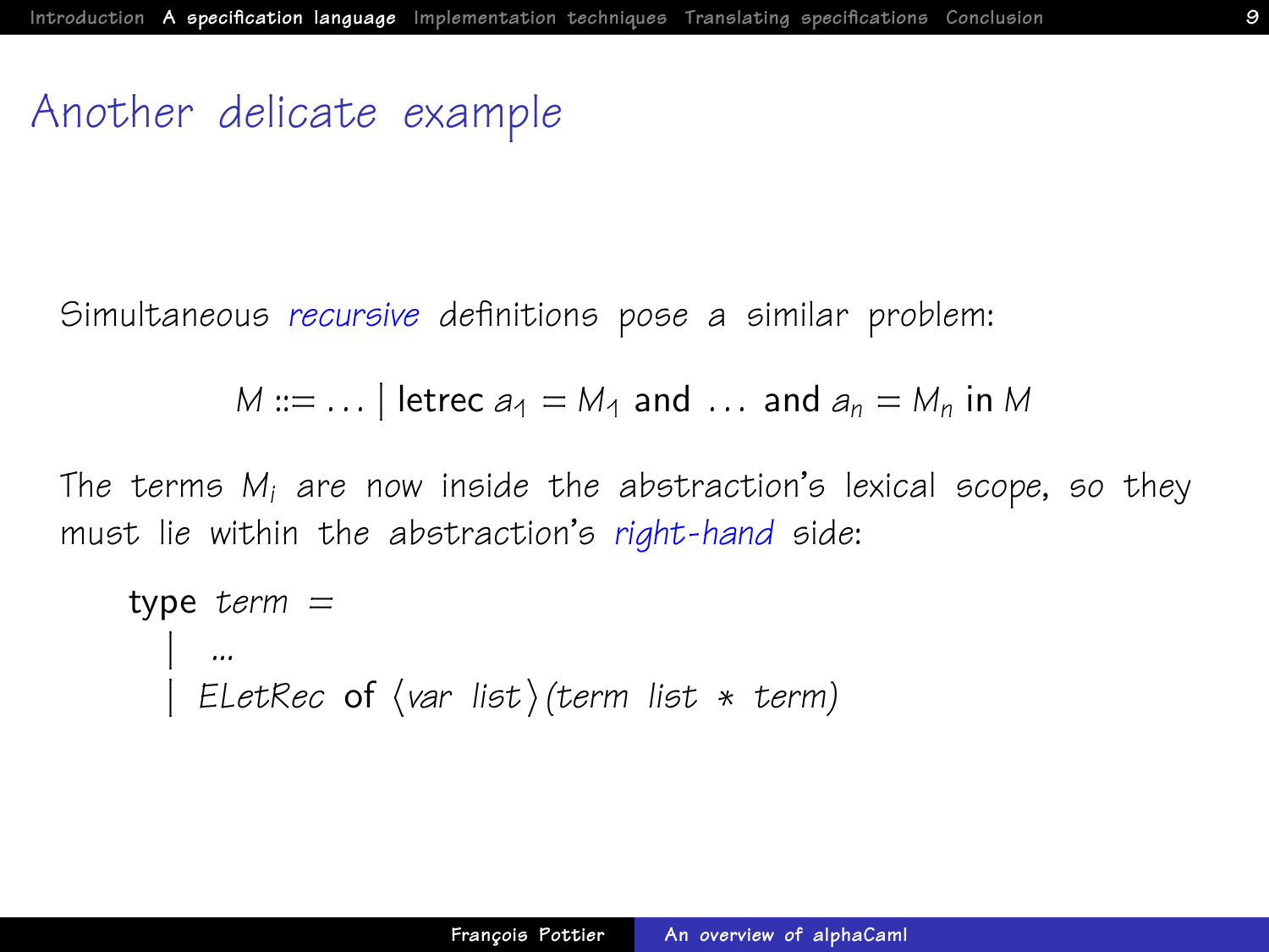# Another delicate example

Simultaneous *recursive* definitions pose a similar problem:

$$M ::= \ldots \mid \textsf{letrec}\ a_1 = M_1\ \textsf{and}\ \ldots\ \textsf{and}\ a_n = M_n\ \textsf{in}\ M$$

The terms $M_i$ are now inside the abstraction's lexical scope, so they must lie within the abstraction's *right-hand* side:

```
type term =
  | ...
  | ELetRec of ⟨var list⟩(term list * term)
```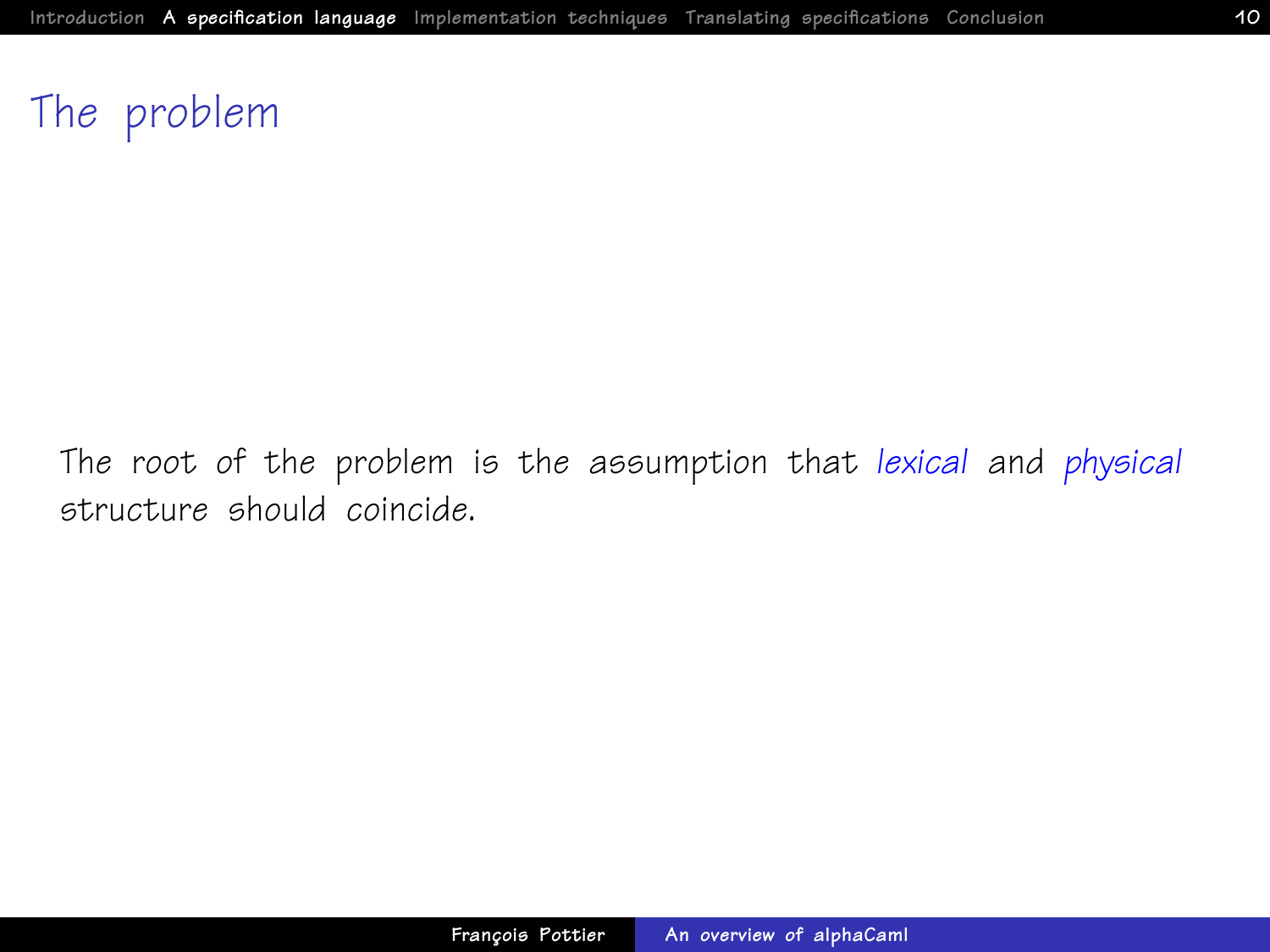# The problem

The root of the problem is the assumption that *lexical* and *physical* structure should coincide.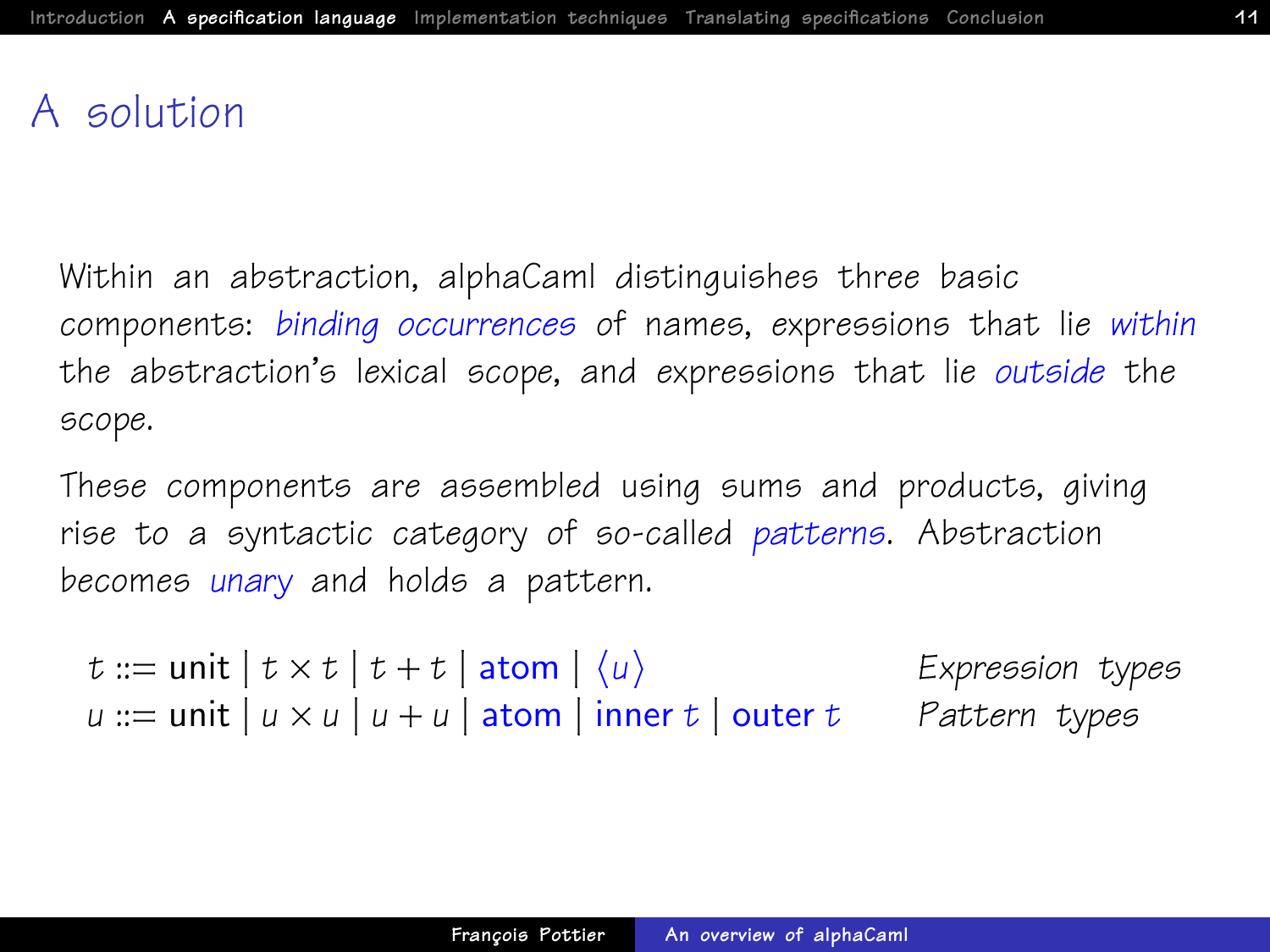# A solution

Within an abstraction, alphaCaml distinguishes three basic components: *binding occurrences* of names, expressions that lie *within* the abstraction's lexical scope, and expressions that lie *outside* the scope.

These components are assembled using sums and products, giving rise to a syntactic category of so-called *patterns*. Abstraction becomes *unary* and holds a pattern.

$$t ::= \textsf{unit} \mid t \times t \mid t + t \mid \textsf{atom} \mid \langle u \rangle \qquad \textit{Expression types}$$

$$u ::= \textsf{unit} \mid u \times u \mid u + u \mid \textsf{atom} \mid \textsf{inner}\ t \mid \textsf{outer}\ t \qquad \textit{Pattern types}$$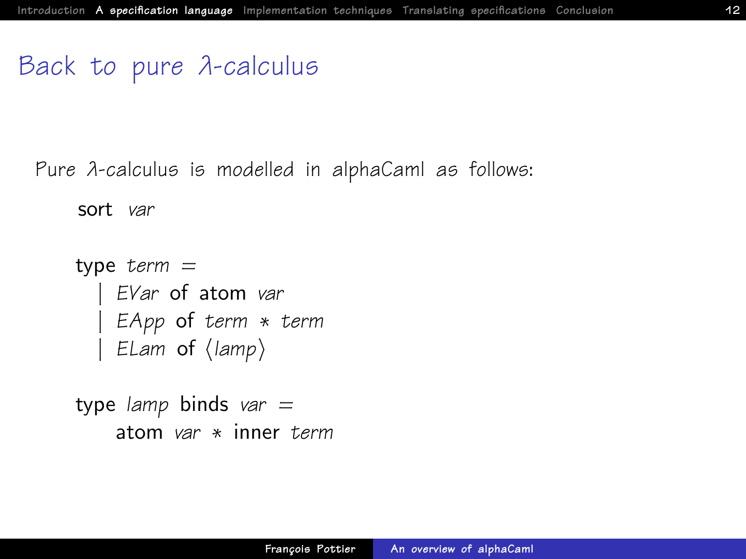# Back to pure λ-calculus

Pure λ-calculus is modelled in alphaCaml as follows:

```
sort var

type term =
  | EVar of atom var
  | EApp of term * term
  | ELam of ⟨lamp⟩

type lamp binds var =
    atom var * inner term
```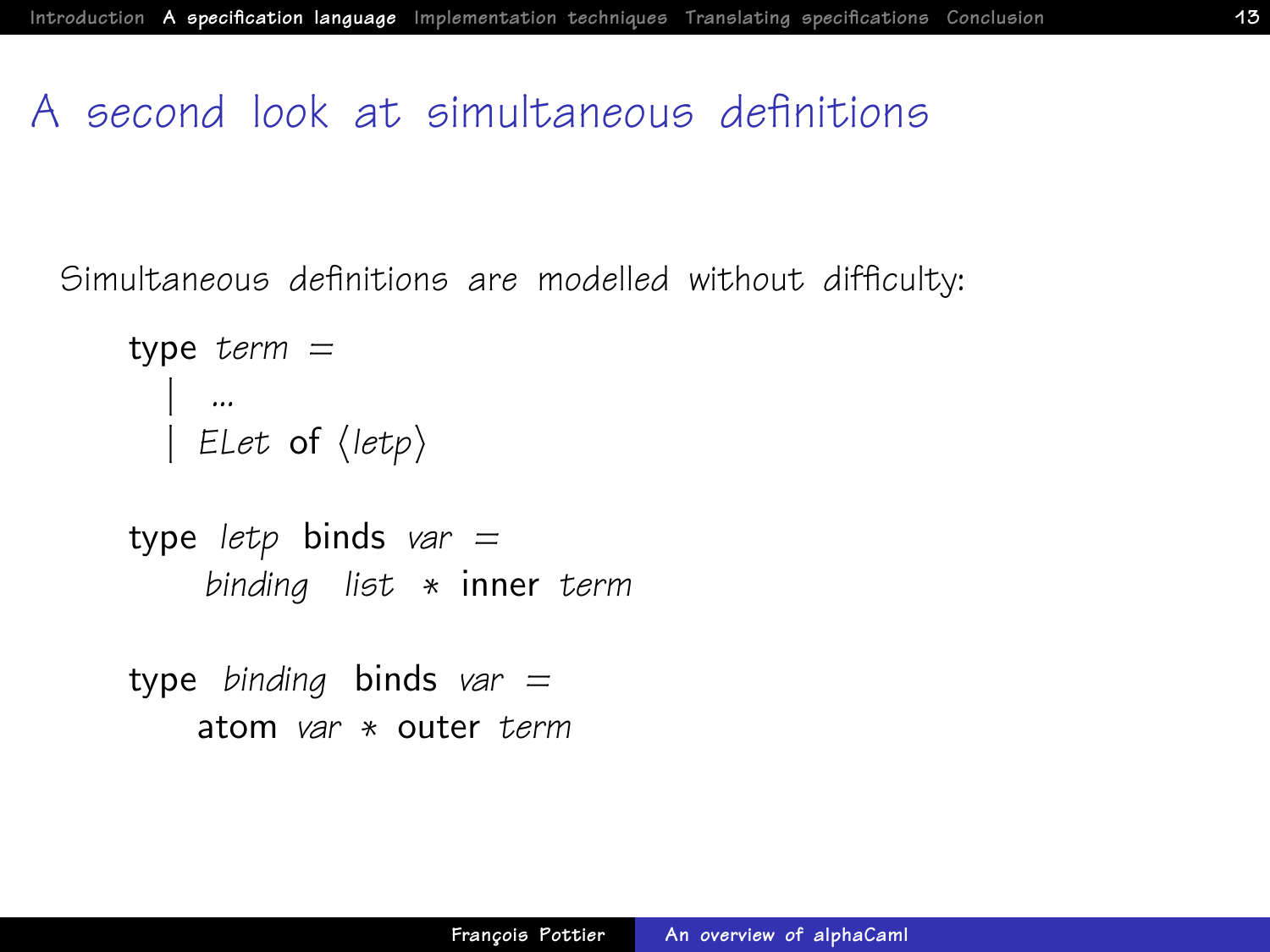# A second look at simultaneous definitions

Simultaneous definitions are modelled without difficulty:

```
type term =
  | ...
  | ELet of ⟨letp⟩

type letp binds var =
    binding list * inner term

type binding binds var =
    atom var * outer term
```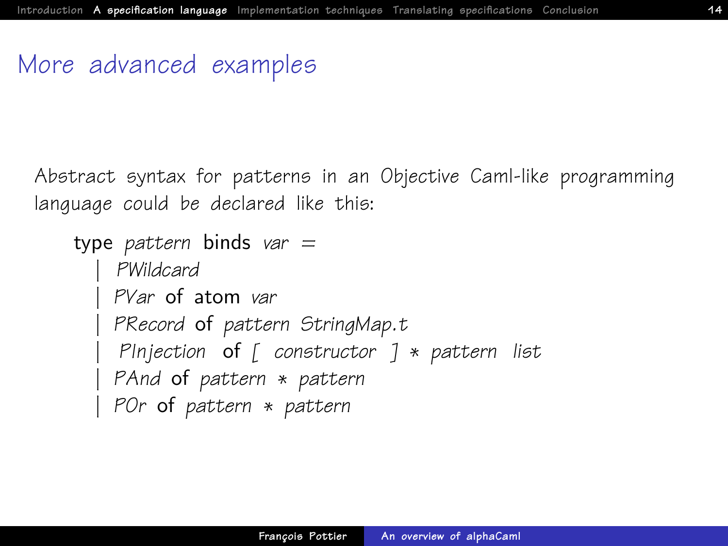# More advanced examples

Abstract syntax for patterns in an Objective Caml-like programming language could be declared like this:

```
type pattern binds var =
  | PWildcard
  | PVar of atom var
  | PRecord of pattern StringMap.t
  | PInjection of [ constructor ] * pattern list
  | PAnd of pattern * pattern
  | POr of pattern * pattern
```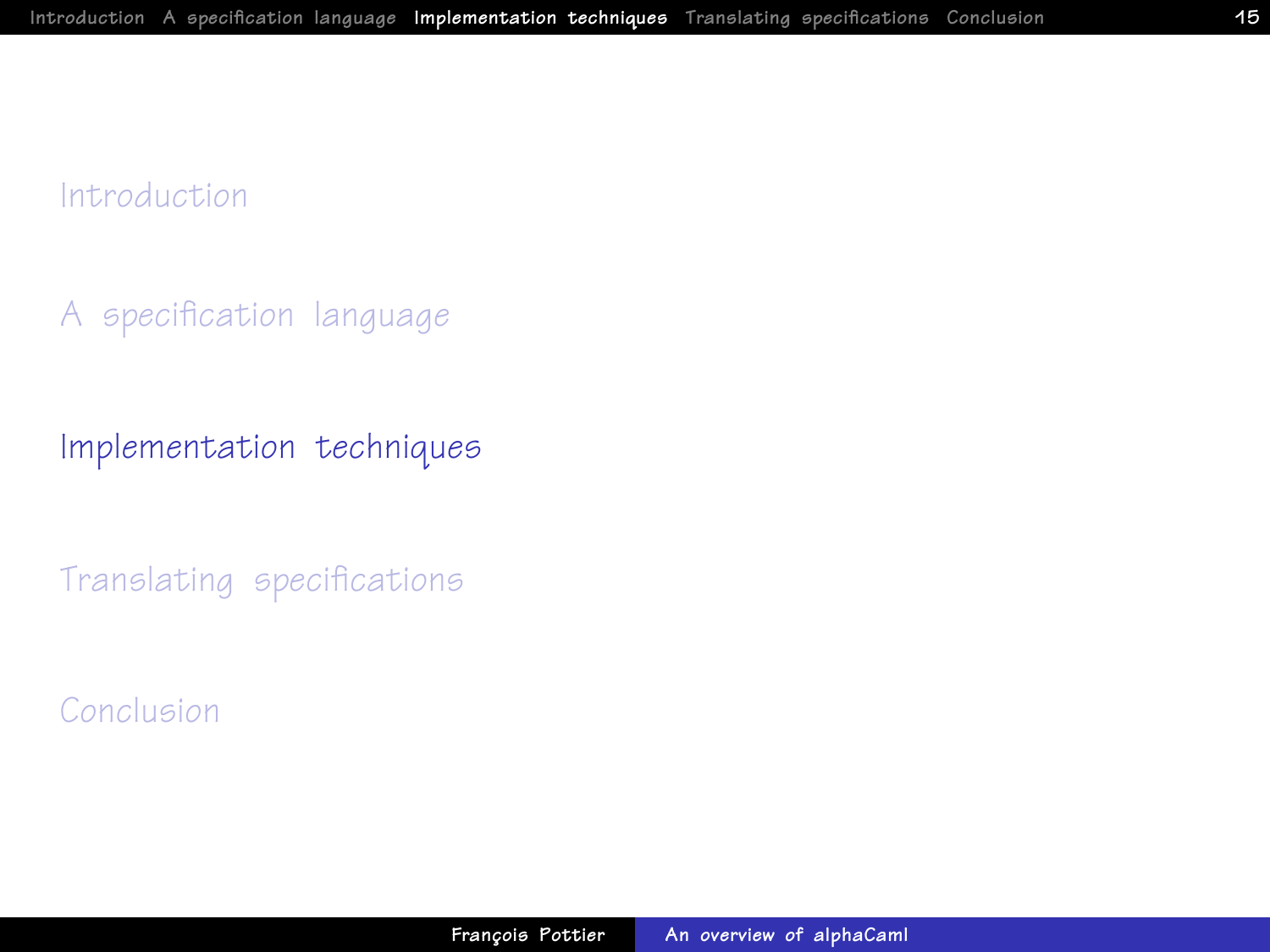Introduction

A specification language

Implementation techniques

Translating specifications

Conclusion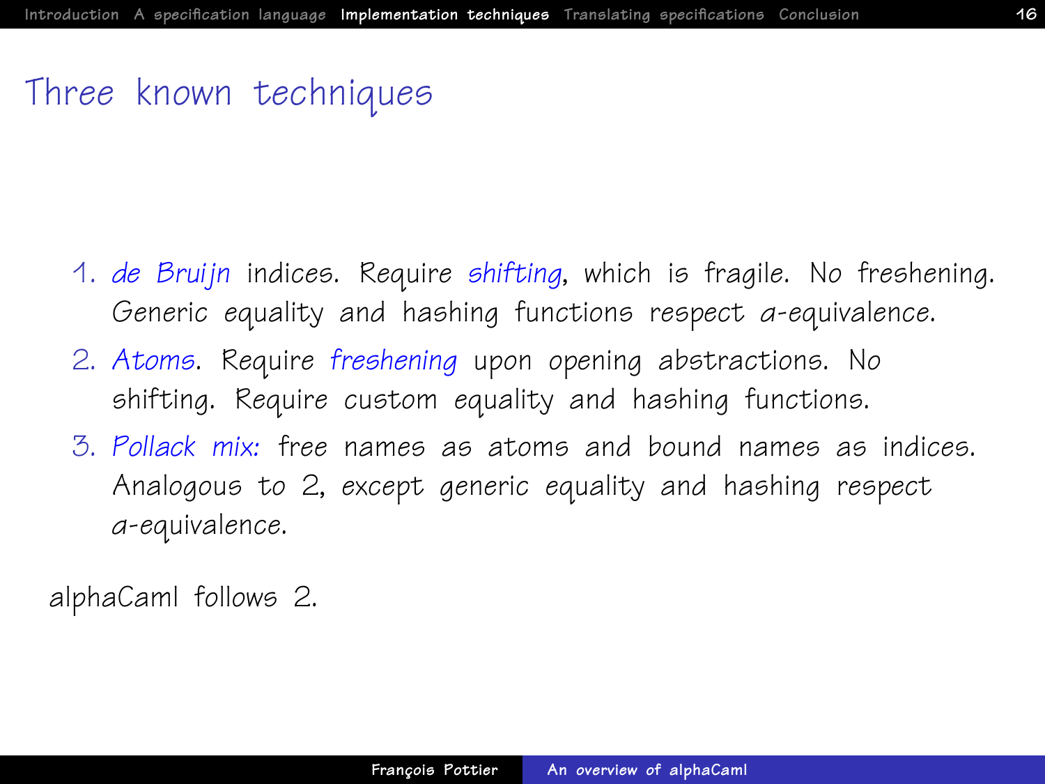# Three known techniques

1. *de Bruijn* indices. Require *shifting*, which is fragile. No freshening. Generic equality and hashing functions respect $\alpha$-equivalence.
2. *Atoms*. Require *freshening* upon opening abstractions. No shifting. Require custom equality and hashing functions.
3. *Pollack mix:* free names as atoms and bound names as indices. Analogous to 2, except generic equality and hashing respect $\alpha$-equivalence.

alphaCaml follows 2.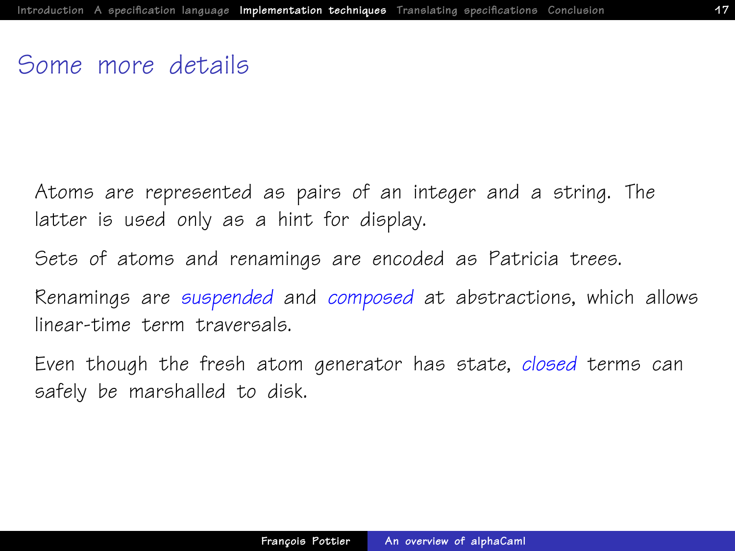# Some more details

Atoms are represented as pairs of an integer and a string. The latter is used only as a hint for display.

Sets of atoms and renamings are encoded as Patricia trees.

Renamings are *suspended* and *composed* at abstractions, which allows linear-time term traversals.

Even though the fresh atom generator has state, *closed* terms can safely be marshalled to disk.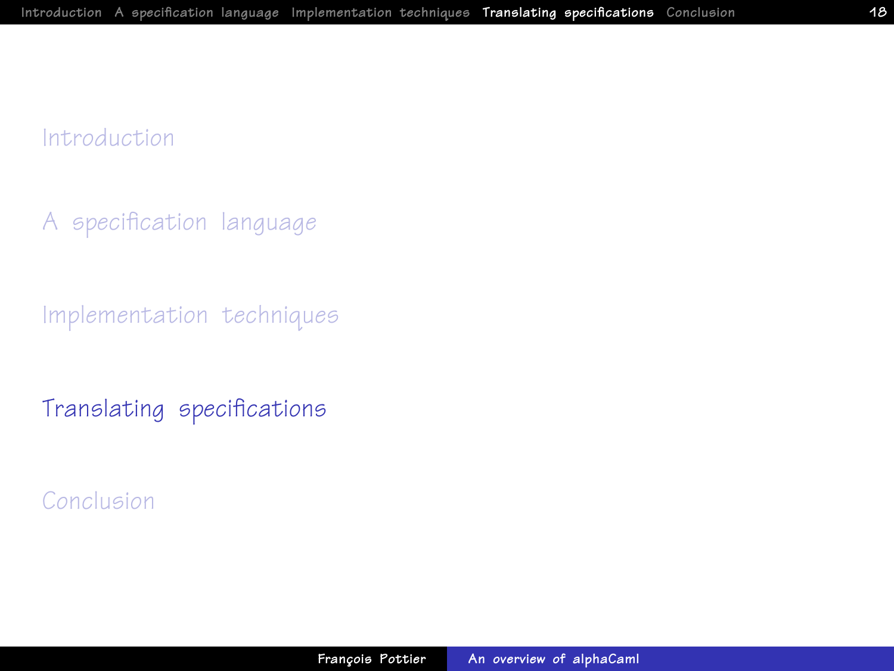Introduction

A specification language

Implementation techniques

## Translating specifications

Conclusion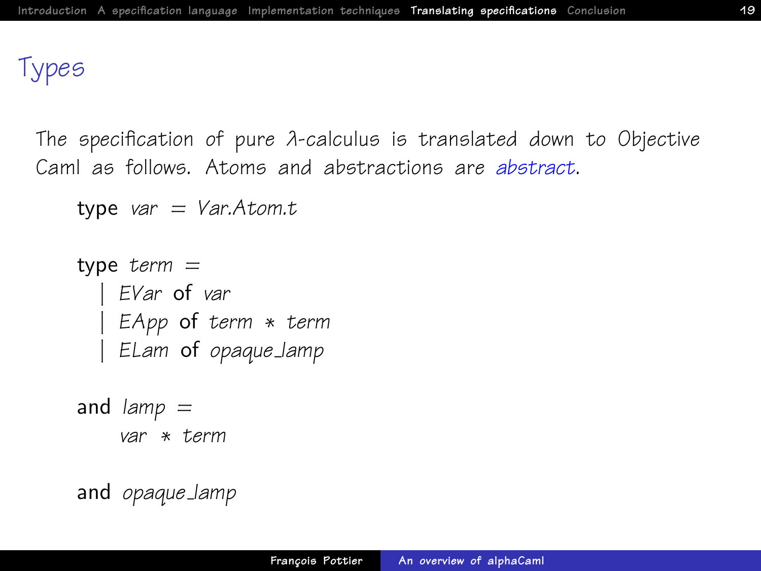# Types

The specification of pure λ-calculus is translated down to Objective Caml as follows. Atoms and abstractions are *abstract*.

```
type var = Var.Atom.t

type term =
  | EVar of var
  | EApp of term * term
  | ELam of opaque_lamp

and lamp =
    var * term

and opaque_lamp
```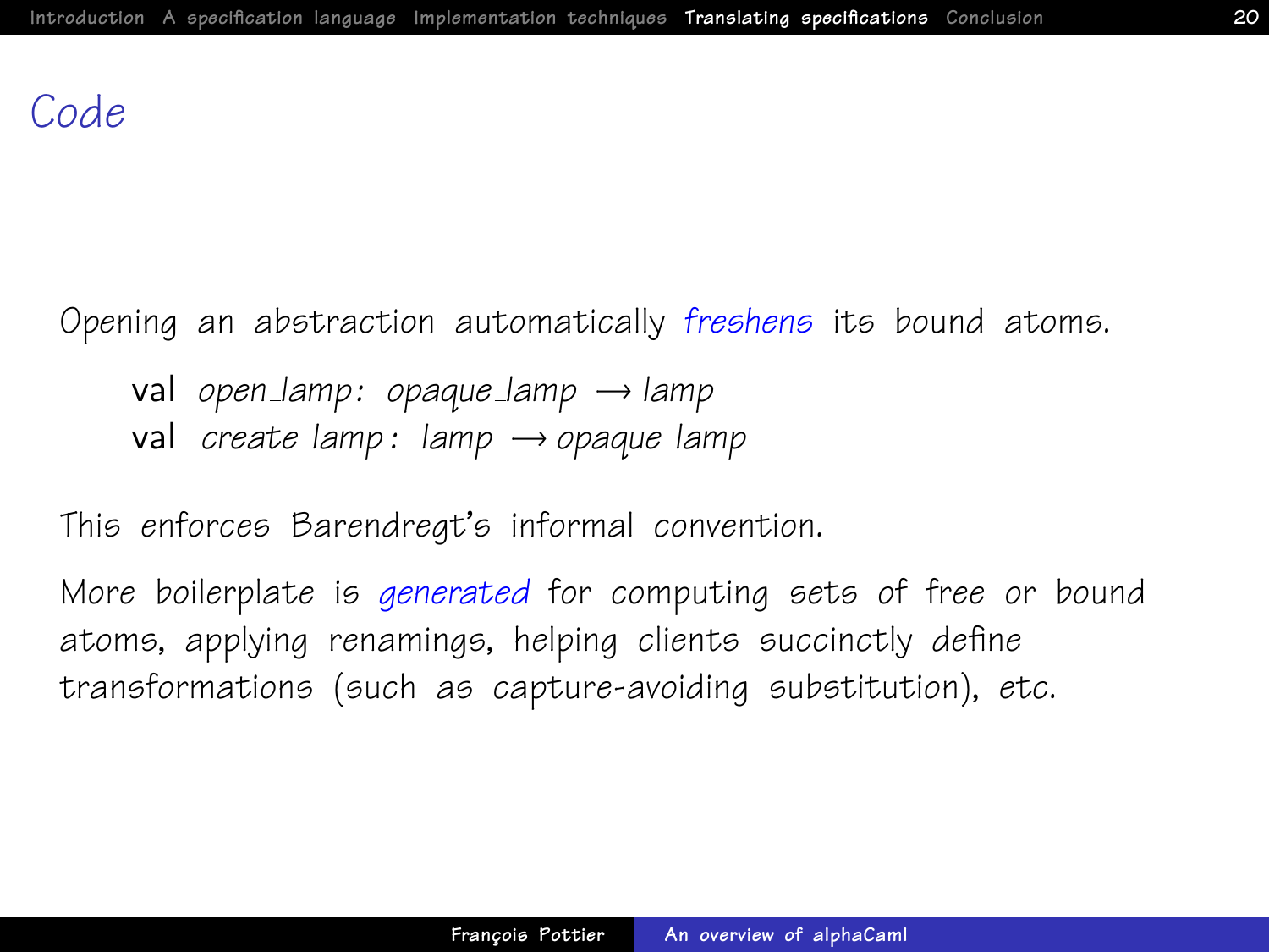# Code

Opening an abstraction automatically *freshens* its bound atoms.

```
val open_lamp: opaque_lamp → lamp
val create_lamp: lamp → opaque_lamp
```

This enforces Barendregt's informal convention.

More boilerplate is *generated* for computing sets of free or bound atoms, applying renamings, helping clients succinctly define transformations (such as capture-avoiding substitution), *etc.*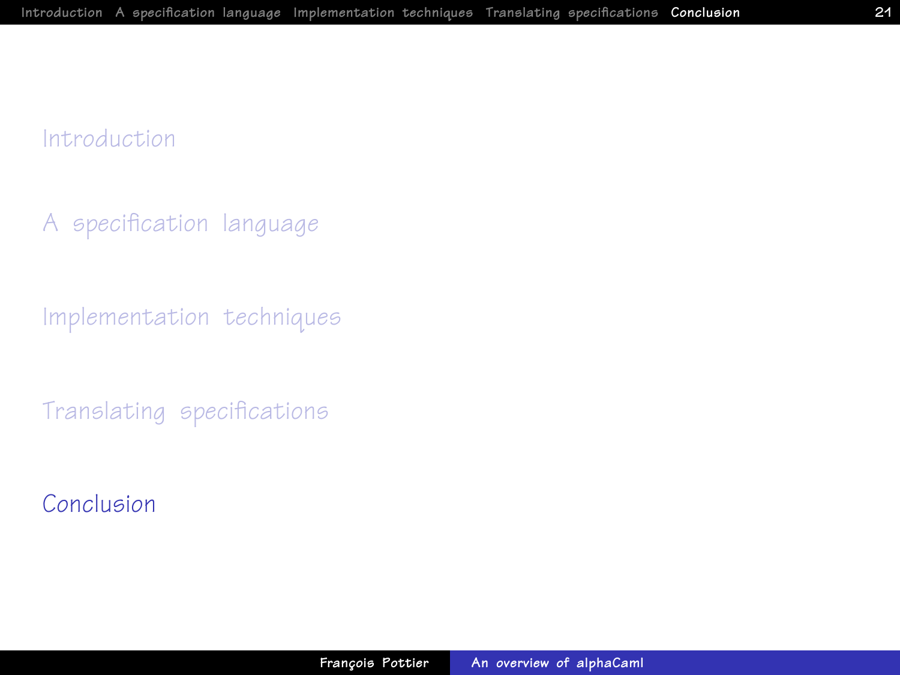Introduction

A specification language

Implementation techniques

Translating specifications

**Conclusion**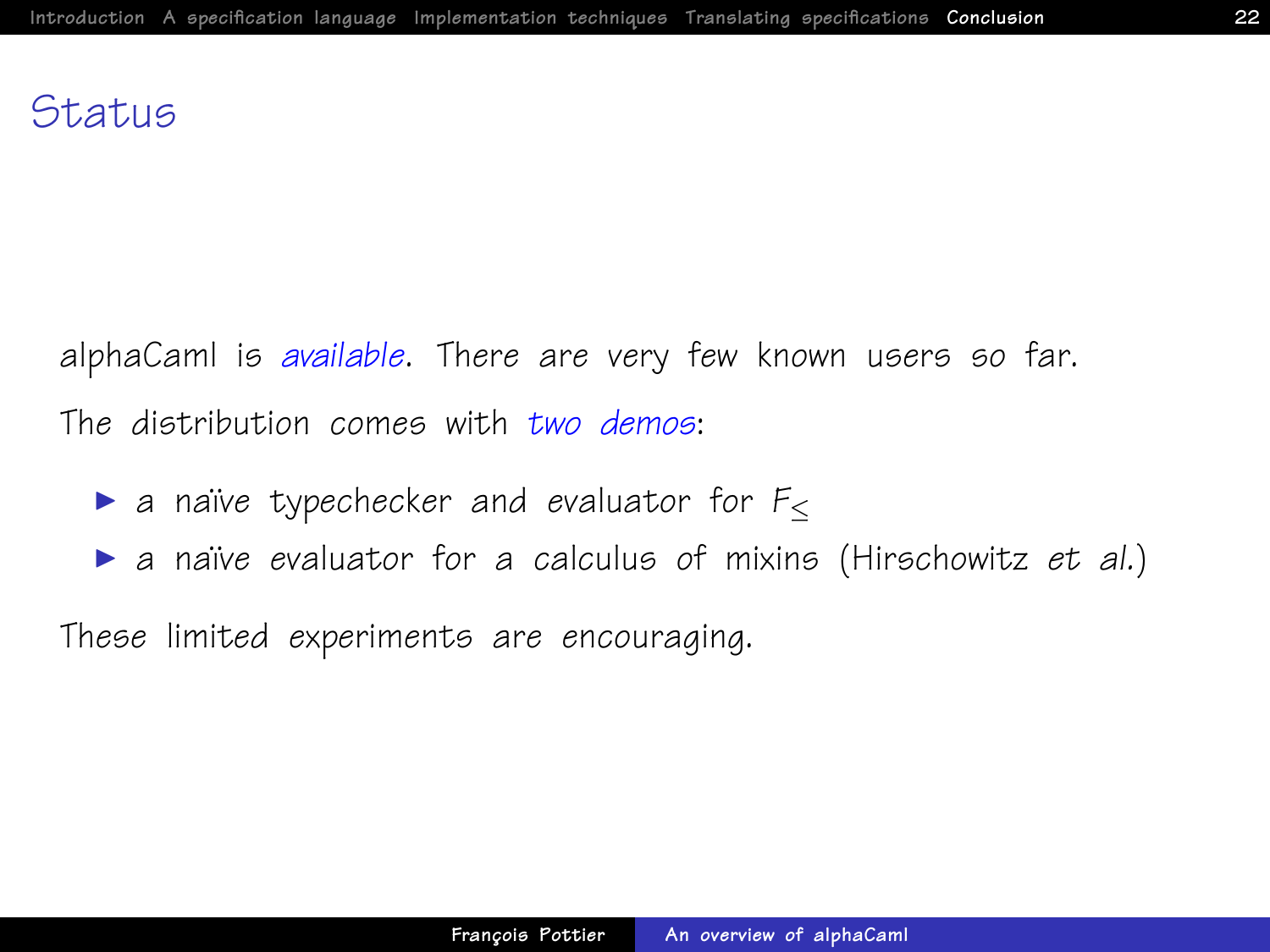# Status

alphaCaml is *available*. There are very few known users so far.

The distribution comes with *two demos*:

- a naïve typechecker and evaluator for $F_{\leq}$
- a naïve evaluator for a calculus of mixins (Hirschowitz *et al.*)

These limited experiments are encouraging.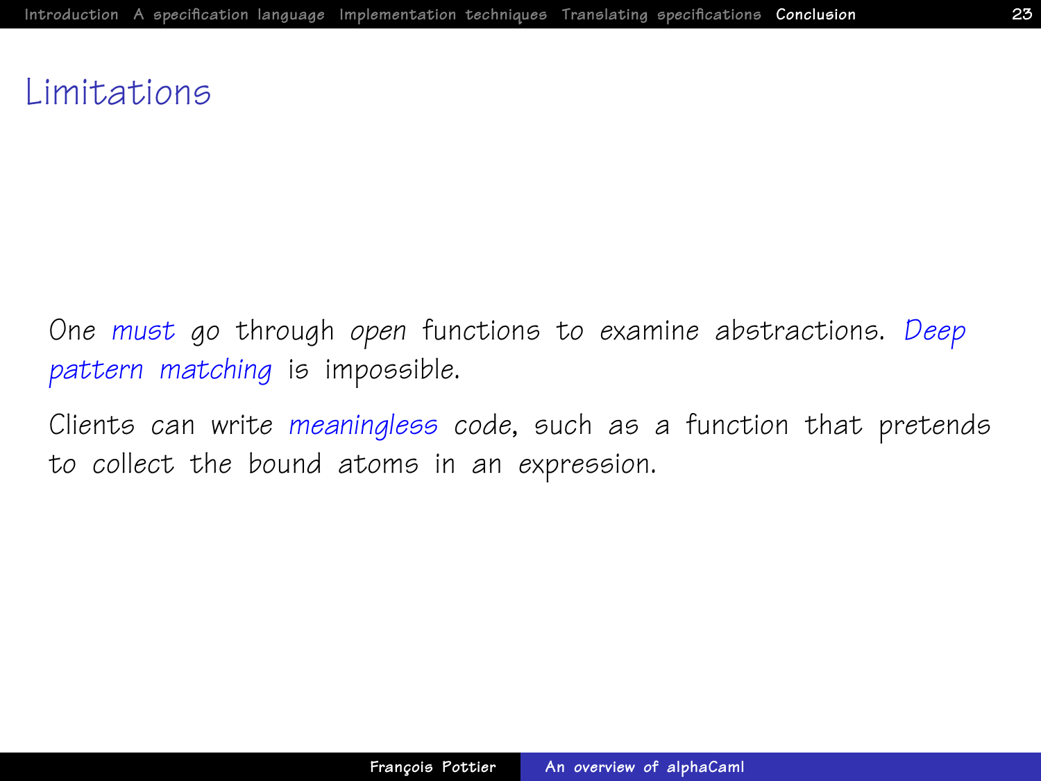# Limitations

One *must* go through *open* functions to examine abstractions. *Deep pattern matching* is impossible.

Clients can write *meaningless* code, such as a function that pretends to collect the bound atoms in an expression.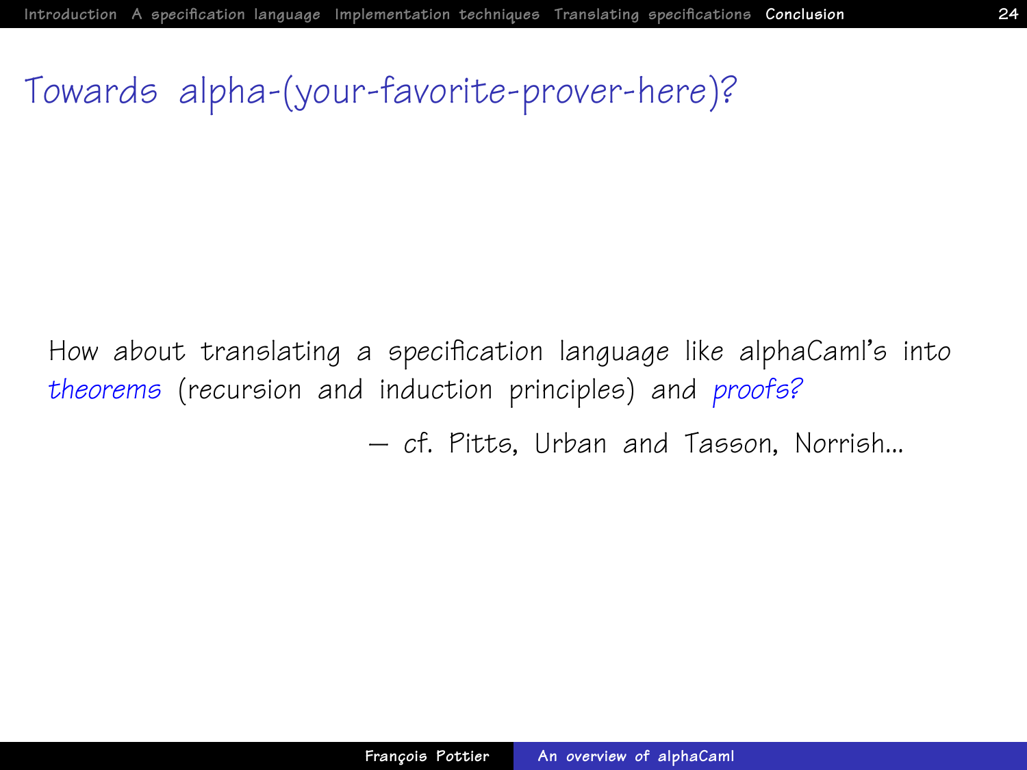# Towards alpha-(your-favorite-prover-here)?

How about translating a specification language like alphaCaml's into *theorems* (recursion and induction principles) and *proofs?*

— cf. Pitts, Urban and Tasson, Norrish...